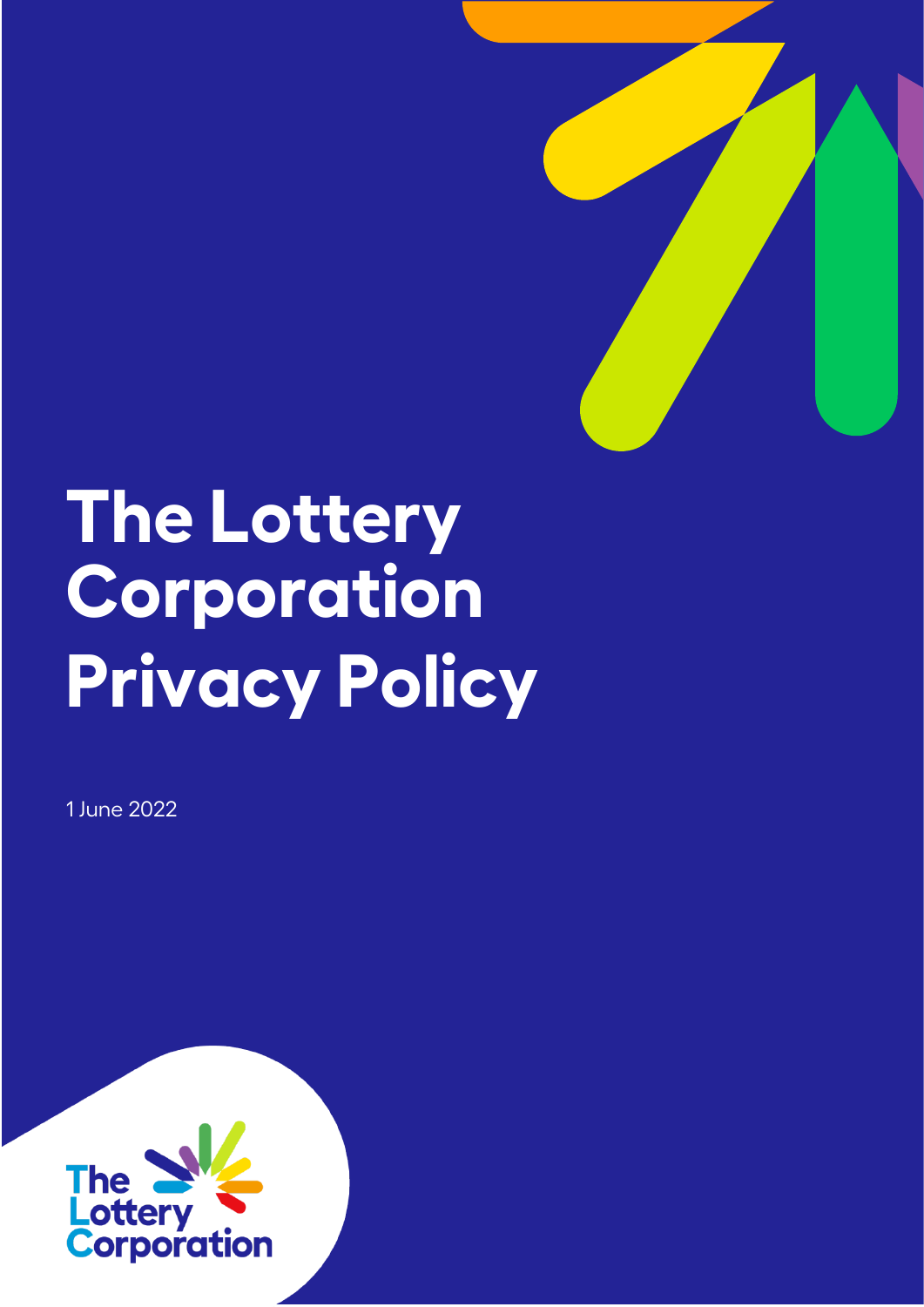# The Lottery Corporation Privacy Policy

1 June 2022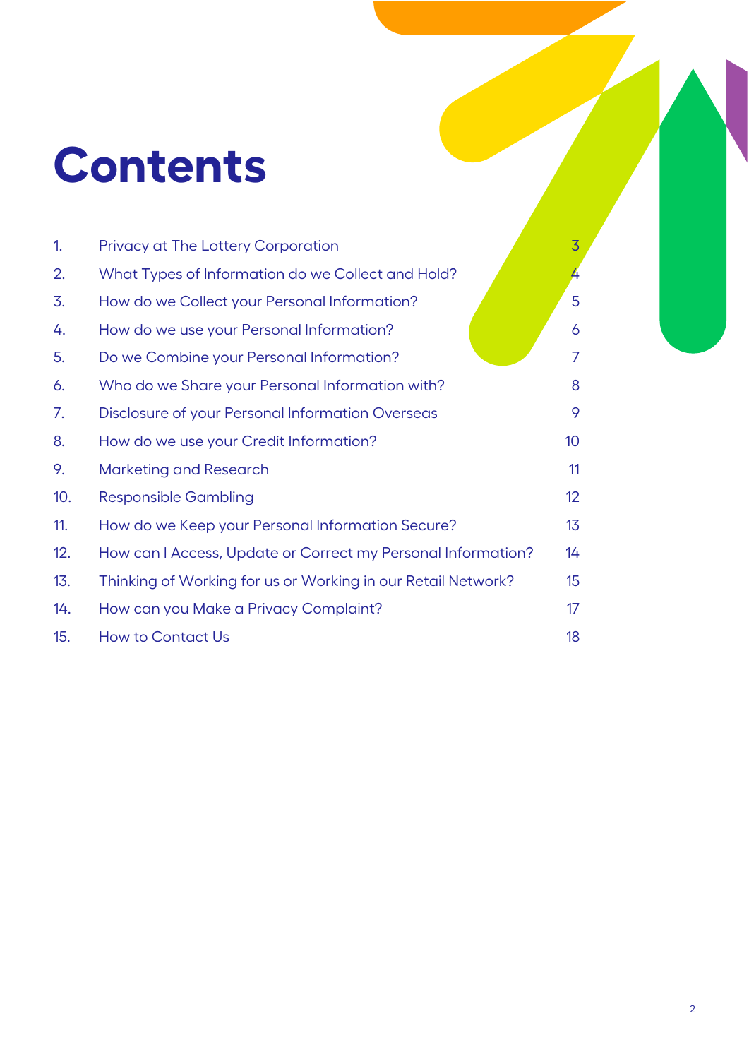# Contents

| | | |
|---|---|---|
| 1. | Privacy at The Lottery Corporation | 3 |
| 2. | What Types of Information do we Collect and Hold? | 4 |
| 3. | How do we Collect your Personal Information? | 5 |
| 4. | How do we use your Personal Information? | 6 |
| 5. | Do we Combine your Personal Information? | 7 |
| 6. | Who do we Share your Personal Information with? | 8 |
| 7. | Disclosure of your Personal Information Overseas | 9 |
| 8. | How do we use your Credit Information? | 10 |
| 9. | Marketing and Research | 11 |
| 10. | Responsible Gambling | 12 |
| 11. | How do we Keep your Personal Information Secure? | 13 |
| 12. | How can I Access, Update or Correct my Personal Information? | 14 |
| 13. | Thinking of Working for us or Working in our Retail Network? | 15 |
| 14. | How can you Make a Privacy Complaint? | 17 |
| 15. | How to Contact Us | 18 |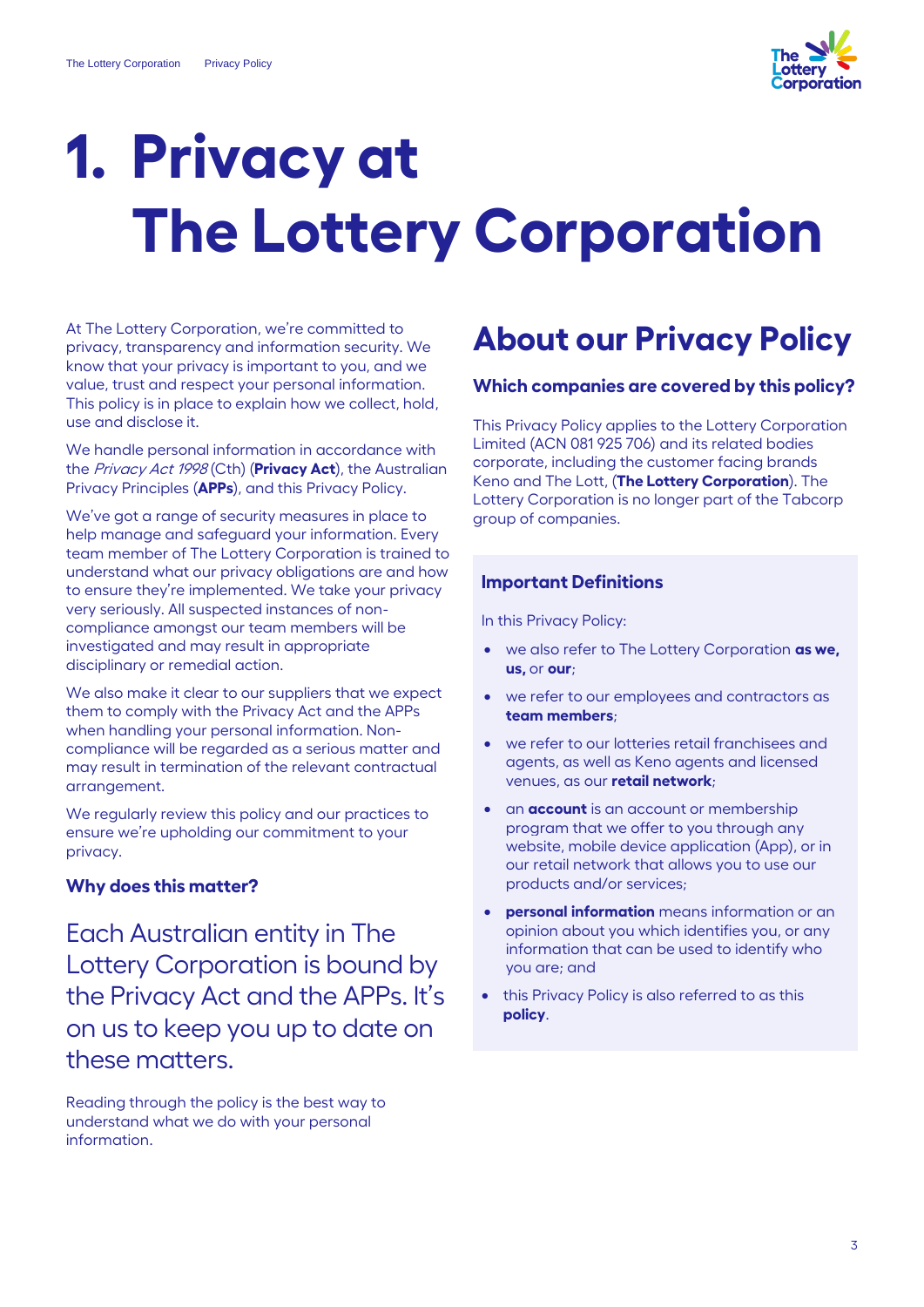# 1. Privacy at The Lottery Corporation

At The Lottery Corporation, we're committed to privacy, transparency and information security. We know that your privacy is important to you, and we value, trust and respect your personal information. This policy is in place to explain how we collect, hold, use and disclose it.

We handle personal information in accordance with the *Privacy Act 1998* (Cth) (**Privacy Act**), the Australian Privacy Principles (**APPs**), and this Privacy Policy.

We've got a range of security measures in place to help manage and safeguard your information. Every team member of The Lottery Corporation is trained to understand what our privacy obligations are and how to ensure they're implemented. We take your privacy very seriously. All suspected instances of non-compliance amongst our team members will be investigated and may result in appropriate disciplinary or remedial action.

We also make it clear to our suppliers that we expect them to comply with the Privacy Act and the APPs when handling your personal information. Non-compliance will be regarded as a serious matter and may result in termination of the relevant contractual arrangement.

We regularly review this policy and our practices to ensure we're upholding our commitment to your privacy.

### Why does this matter?

Each Australian entity in The Lottery Corporation is bound by the Privacy Act and the APPs. It's on us to keep you up to date on these matters.

Reading through the policy is the best way to understand what we do with your personal information.

## About our Privacy Policy

### Which companies are covered by this policy?

This Privacy Policy applies to the Lottery Corporation Limited (ACN 081 925 706) and its related bodies corporate, including the customer facing brands Keno and The Lott, (**The Lottery Corporation**). The Lottery Corporation is no longer part of the Tabcorp group of companies.

### Important Definitions

In this Privacy Policy:

- we also refer to The Lottery Corporation **as we, us,** or **our**;
- we refer to our employees and contractors as **team members**;
- we refer to our lotteries retail franchisees and agents, as well as Keno agents and licensed venues, as our **retail network**;
- an **account** is an account or membership program that we offer to you through any website, mobile device application (App), or in our retail network that allows you to use our products and/or services;
- **personal information** means information or an opinion about you which identifies you, or any information that can be used to identify who you are; and
- this Privacy Policy is also referred to as this **policy**.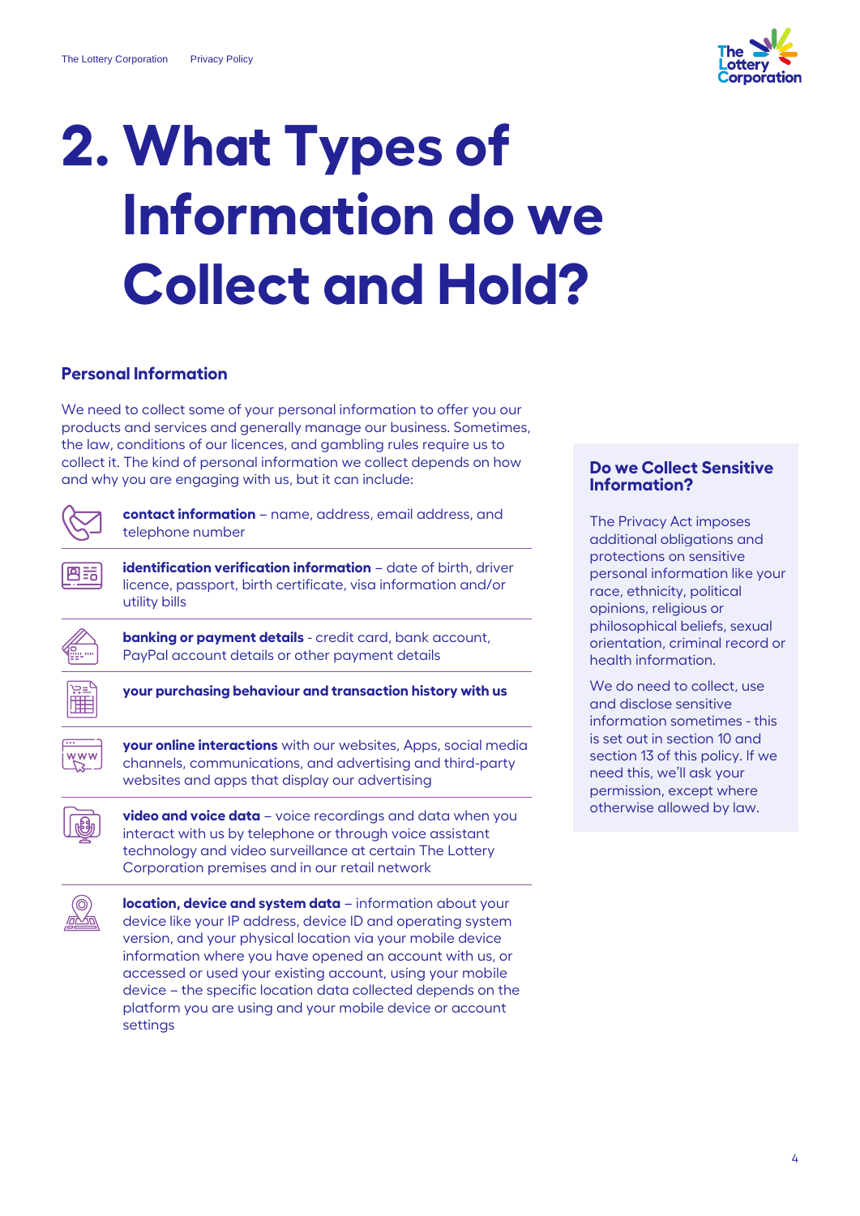# 2. What Types of Information do we Collect and Hold?

## Personal Information

We need to collect some of your personal information to offer you our products and services and generally manage our business. Sometimes, the law, conditions of our licences, and gambling rules require us to collect it. The kind of personal information we collect depends on how and why you are engaging with us, but it can include:

- **contact information** – name, address, email address, and telephone number
- **identification verification information** – date of birth, driver licence, passport, birth certificate, visa information and/or utility bills
- **banking or payment details** - credit card, bank account, PayPal account details or other payment details
- **your purchasing behaviour and transaction history with us**
- **your online interactions** with our websites, Apps, social media channels, communications, and advertising and third-party websites and apps that display our advertising
- **video and voice data** – voice recordings and data when you interact with us by telephone or through voice assistant technology and video surveillance at certain The Lottery Corporation premises and in our retail network
- **location, device and system data** – information about your device like your IP address, device ID and operating system version, and your physical location via your mobile device information where you have opened an account with us, or accessed or used your existing account, using your mobile device – the specific location data collected depends on the platform you are using and your mobile device or account settings

### Do we Collect Sensitive Information?

The Privacy Act imposes additional obligations and protections on sensitive personal information like your race, ethnicity, political opinions, religious or philosophical beliefs, sexual orientation, criminal record or health information.

We do need to collect, use and disclose sensitive information sometimes - this is set out in section 10 and section 13 of this policy. If we need this, we'll ask your permission, except where otherwise allowed by law.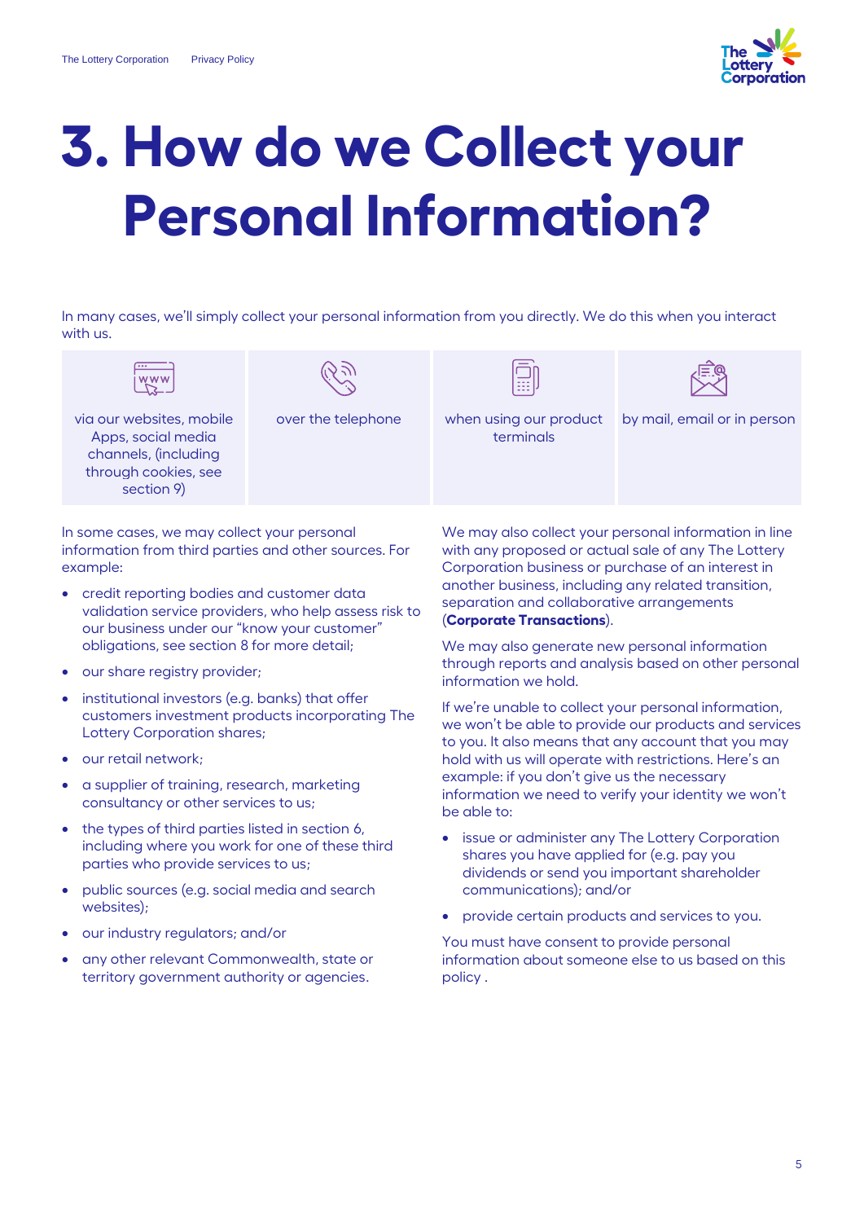# 3. How do we Collect your Personal Information?

In many cases, we'll simply collect your personal information from you directly. We do this when you interact with us.

| via our websites, mobile Apps, social media channels, (including through cookies, see section 9) | over the telephone | when using our product terminals | by mail, email or in person |
| --- | --- | --- | --- |

In some cases, we may collect your personal information from third parties and other sources. For example:

- credit reporting bodies and customer data validation service providers, who help assess risk to our business under our "know your customer" obligations, see section 8 for more detail;
- our share registry provider;
- institutional investors (e.g. banks) that offer customers investment products incorporating The Lottery Corporation shares;
- our retail network;
- a supplier of training, research, marketing consultancy or other services to us;
- the types of third parties listed in section 6, including where you work for one of these third parties who provide services to us;
- public sources (e.g. social media and search websites);
- our industry regulators; and/or
- any other relevant Commonwealth, state or territory government authority or agencies.

We may also collect your personal information in line with any proposed or actual sale of any The Lottery Corporation business or purchase of an interest in another business, including any related transition, separation and collaborative arrangements (**Corporate Transactions**).

We may also generate new personal information through reports and analysis based on other personal information we hold.

If we're unable to collect your personal information, we won't be able to provide our products and services to you. It also means that any account that you may hold with us will operate with restrictions. Here's an example: if you don't give us the necessary information we need to verify your identity we won't be able to:

- issue or administer any The Lottery Corporation shares you have applied for (e.g. pay you dividends or send you important shareholder communications); and/or
- provide certain products and services to you.

You must have consent to provide personal information about someone else to us based on this policy .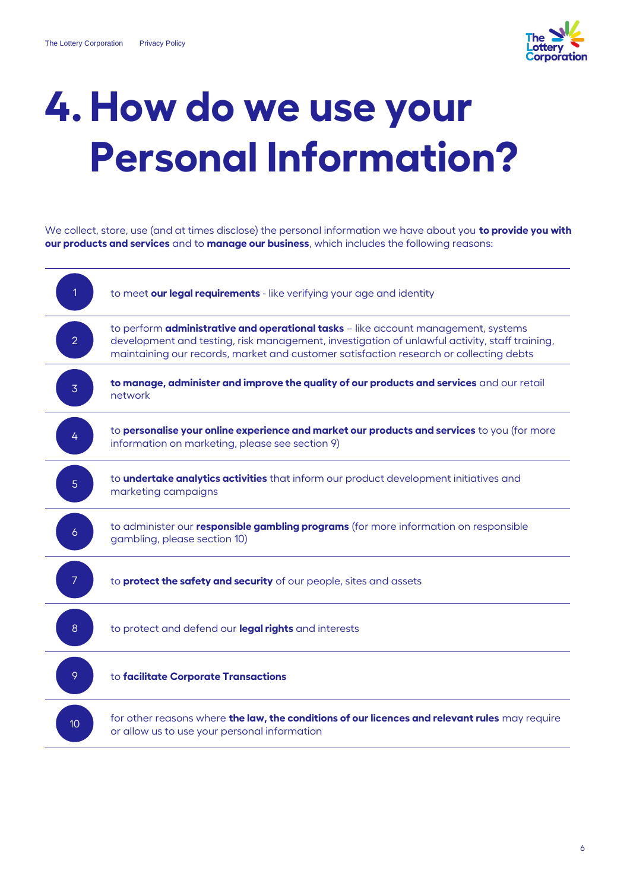# 4. How do we use your Personal Information?

We collect, store, use (and at times disclose) the personal information we have about you **to provide you with our products and services** and to **manage our business**, which includes the following reasons:

1. to meet **our legal requirements** - like verifying your age and identity
2. to perform **administrative and operational tasks** – like account management, systems development and testing, risk management, investigation of unlawful activity, staff training, maintaining our records, market and customer satisfaction research or collecting debts
3. **to manage, administer and improve the quality of our products and services** and our retail network
4. to **personalise your online experience and market our products and services** to you (for more information on marketing, please see section 9)
5. to **undertake analytics activities** that inform our product development initiatives and marketing campaigns
6. to administer our **responsible gambling programs** (for more information on responsible gambling, please section 10)
7. to **protect the safety and security** of our people, sites and assets
8. to protect and defend our **legal rights** and interests
9. to **facilitate Corporate Transactions**
10. for other reasons where **the law, the conditions of our licences and relevant rules** may require or allow us to use your personal information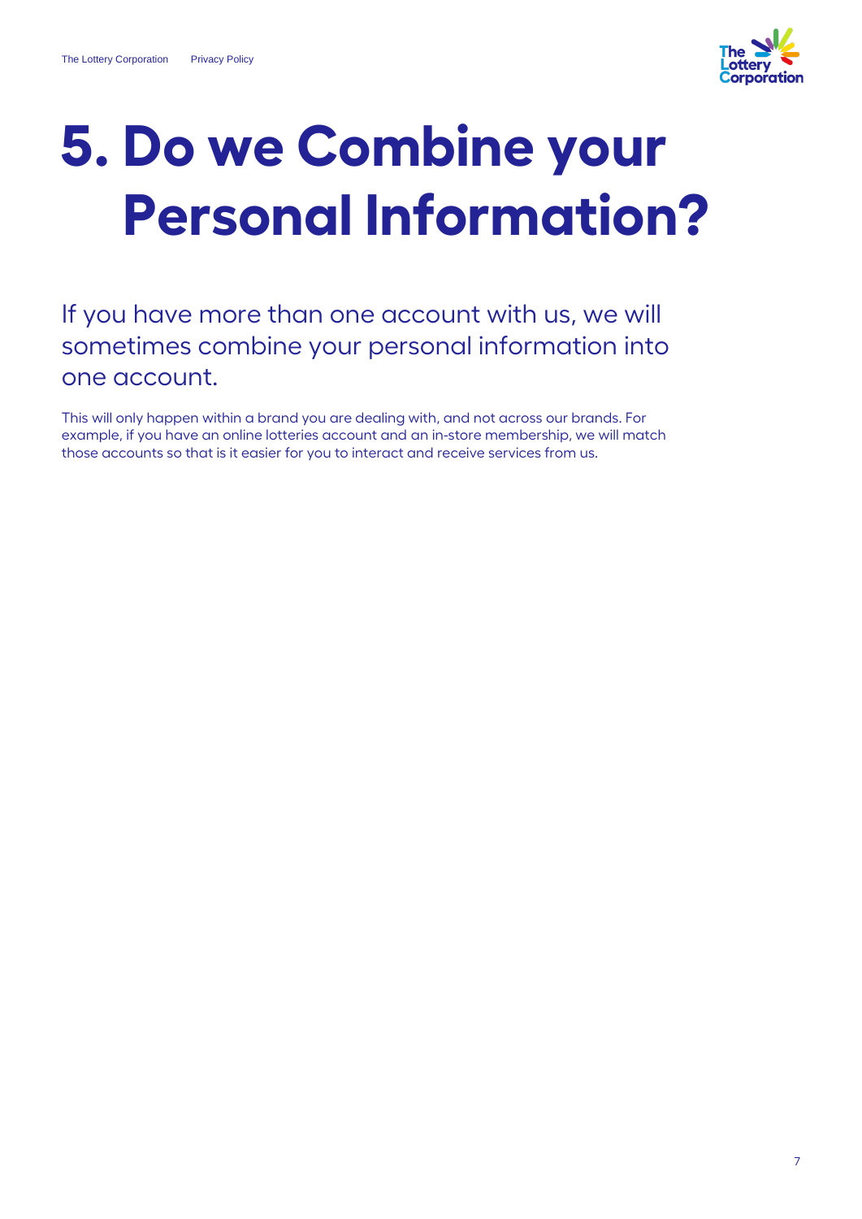# 5. Do we Combine your Personal Information?

If you have more than one account with us, we will sometimes combine your personal information into one account.

This will only happen within a brand you are dealing with, and not across our brands. For example, if you have an online lotteries account and an in-store membership, we will match those accounts so that is it easier for you to interact and receive services from us.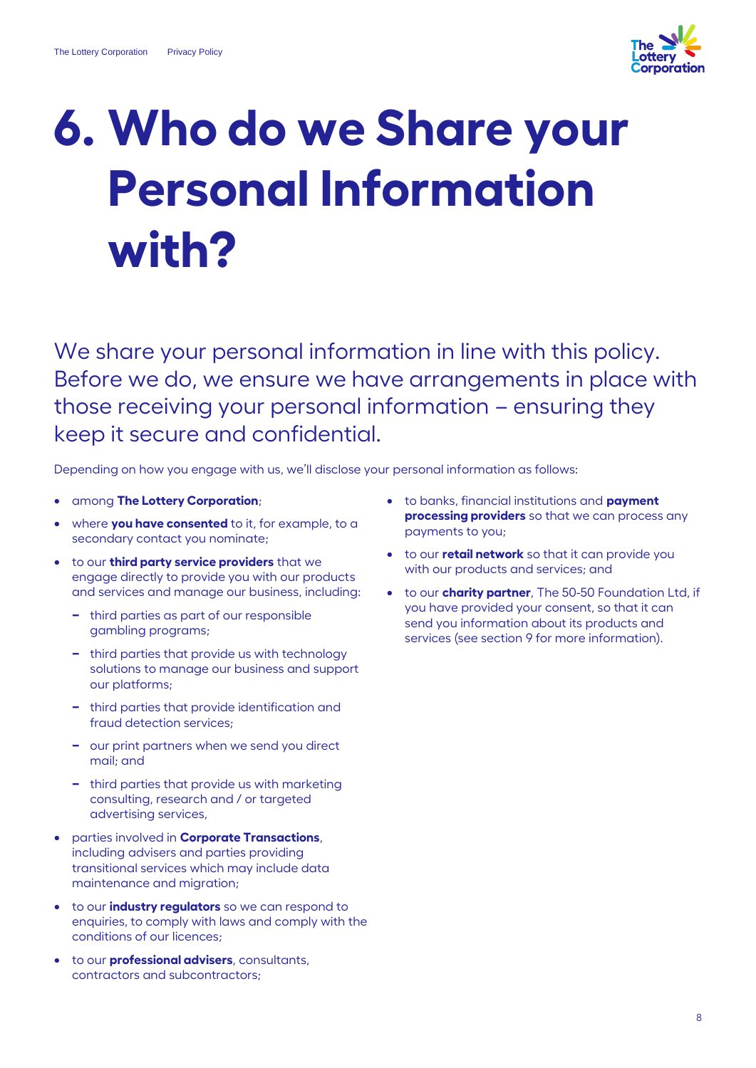# 6. Who do we Share your Personal Information with?

We share your personal information in line with this policy. Before we do, we ensure we have arrangements in place with those receiving your personal information – ensuring they keep it secure and confidential.

Depending on how you engage with us, we'll disclose your personal information as follows:

- among **The Lottery Corporation**;
- where **you have consented** to it, for example, to a secondary contact you nominate;
- to our **third party service providers** that we engage directly to provide you with our products and services and manage our business, including:
  - third parties as part of our responsible gambling programs;
  - third parties that provide us with technology solutions to manage our business and support our platforms;
  - third parties that provide identification and fraud detection services;
  - our print partners when we send you direct mail; and
  - third parties that provide us with marketing consulting, research and / or targeted advertising services,
- parties involved in **Corporate Transactions**, including advisers and parties providing transitional services which may include data maintenance and migration;
- to our **industry regulators** so we can respond to enquiries, to comply with laws and comply with the conditions of our licences;
- to our **professional advisers**, consultants, contractors and subcontractors;
- to banks, financial institutions and **payment processing providers** so that we can process any payments to you;
- to our **retail network** so that it can provide you with our products and services; and
- to our **charity partner**, The 50-50 Foundation Ltd, if you have provided your consent, so that it can send you information about its products and services (see section 9 for more information).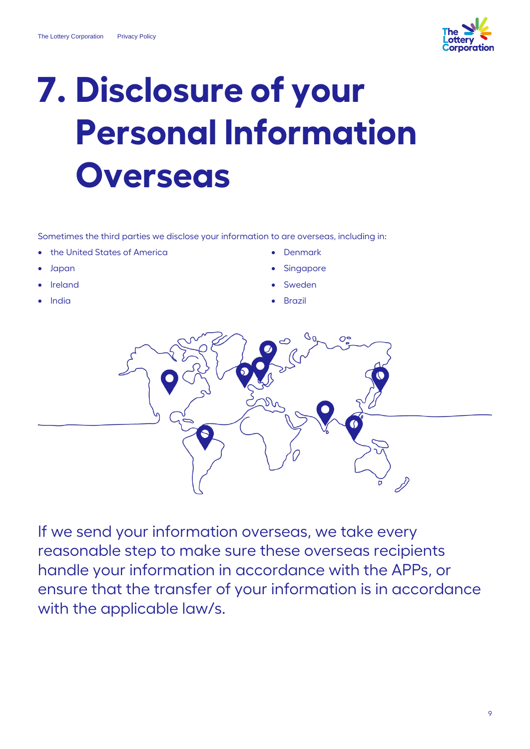# 7. Disclosure of your Personal Information Overseas

Sometimes the third parties we disclose your information to are overseas, including in:

- the United States of America
- Japan
- Ireland
- India
- Denmark
- Singapore
- Sweden
- Brazil

If we send your information overseas, we take every reasonable step to make sure these overseas recipients handle your information in accordance with the APPs, or ensure that the transfer of your information is in accordance with the applicable law/s.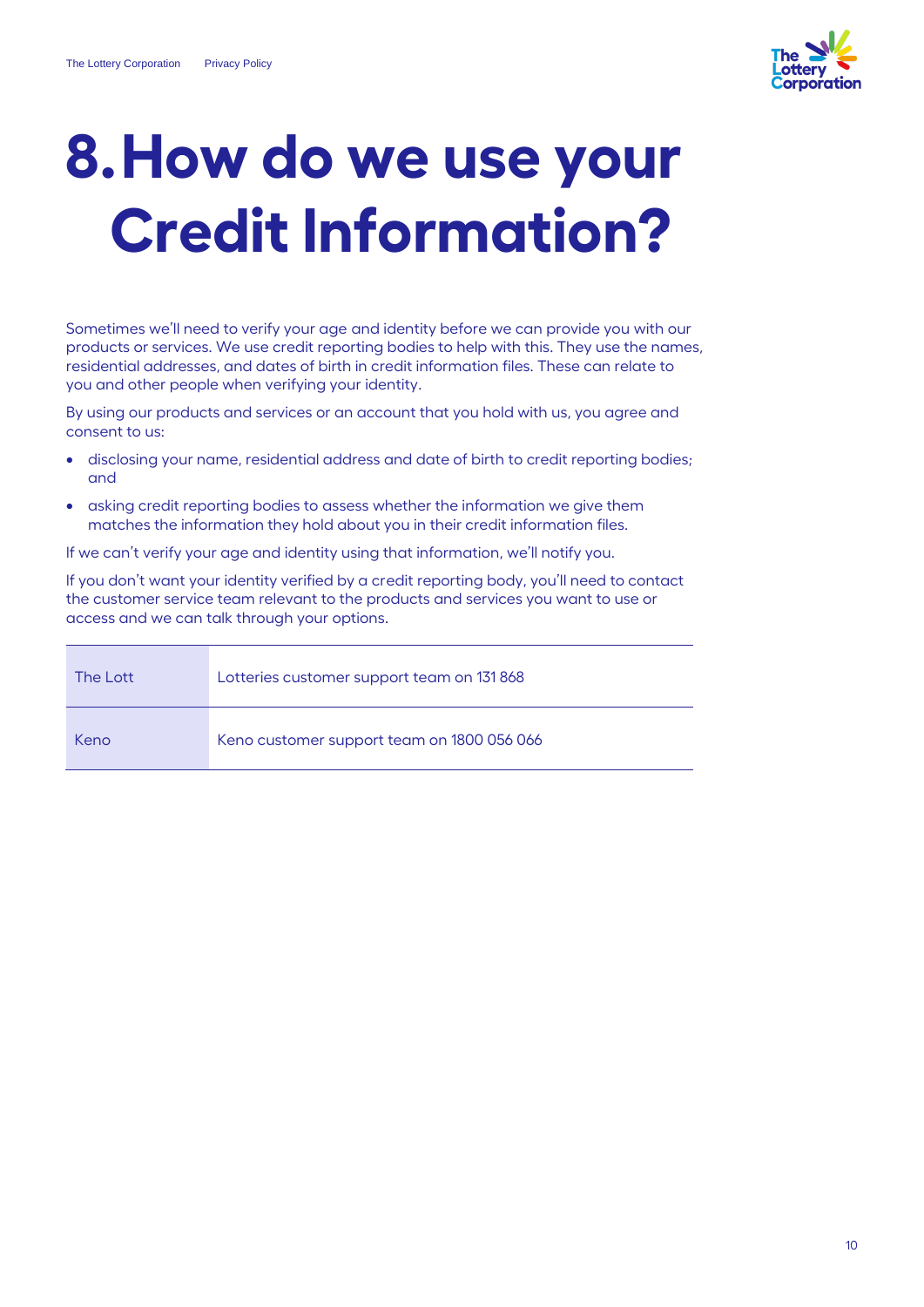# 8. How do we use your Credit Information?

Sometimes we'll need to verify your age and identity before we can provide you with our products or services. We use credit reporting bodies to help with this. They use the names, residential addresses, and dates of birth in credit information files. These can relate to you and other people when verifying your identity.

By using our products and services or an account that you hold with us, you agree and consent to us:

- disclosing your name, residential address and date of birth to credit reporting bodies; and
- asking credit reporting bodies to assess whether the information we give them matches the information they hold about you in their credit information files.

If we can't verify your age and identity using that information, we'll notify you.

If you don't want your identity verified by a credit reporting body, you'll need to contact the customer service team relevant to the products and services you want to use or access and we can talk through your options.

| | |
|---|---|
| The Lott | Lotteries customer support team on 131 868 |
| Keno | Keno customer support team on 1800 056 066 |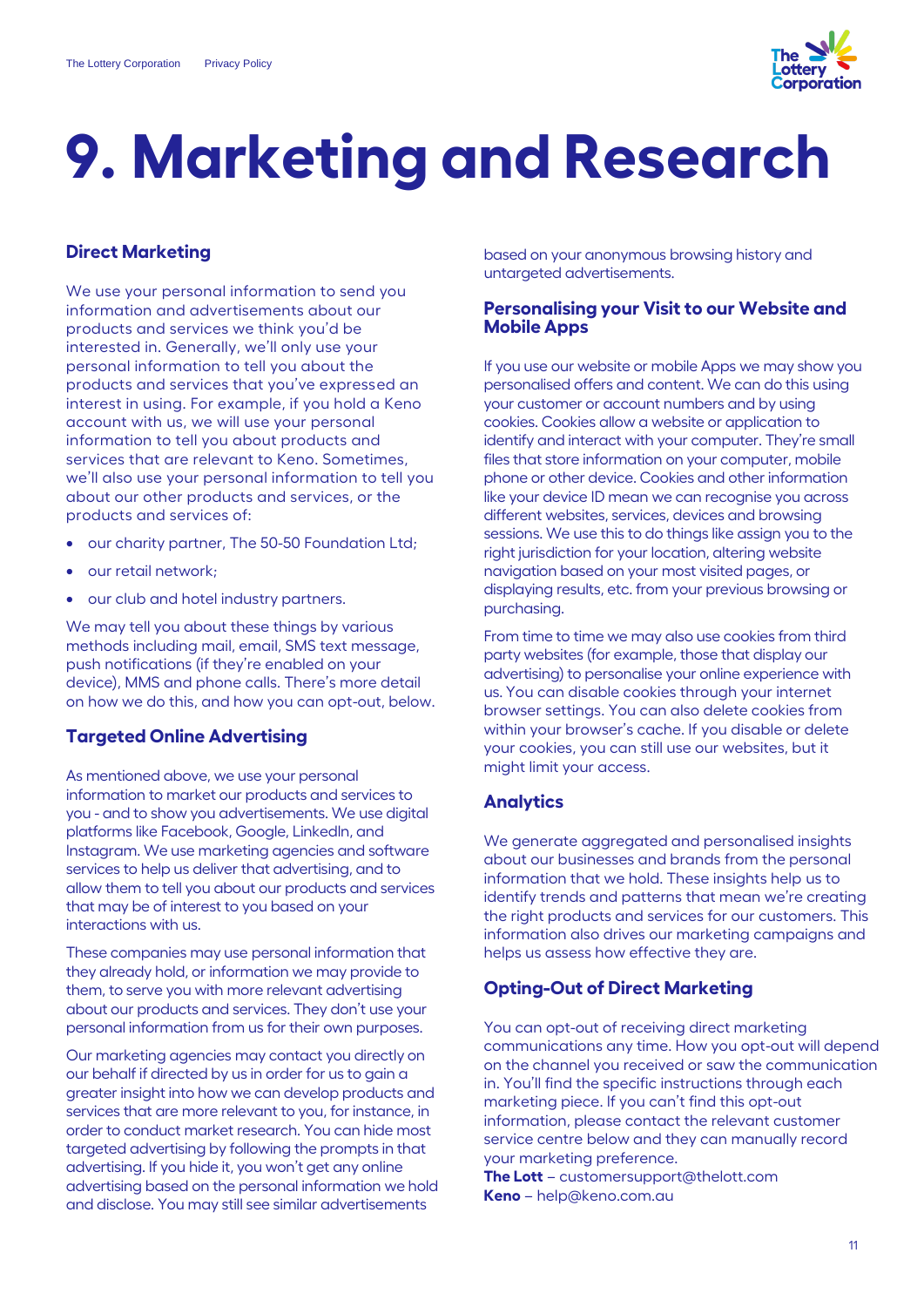# 9. Marketing and Research

### Direct Marketing

We use your personal information to send you information and advertisements about our products and services we think you'd be interested in. Generally, we'll only use your personal information to tell you about the products and services that you've expressed an interest in using. For example, if you hold a Keno account with us, we will use your personal information to tell you about products and services that are relevant to Keno. Sometimes, we'll also use your personal information to tell you about our other products and services, or the products and services of:

- our charity partner, The 50-50 Foundation Ltd;
- our retail network;
- our club and hotel industry partners.

We may tell you about these things by various methods including mail, email, SMS text message, push notifications (if they're enabled on your device), MMS and phone calls. There's more detail on how we do this, and how you can opt-out, below.

### Targeted Online Advertising

As mentioned above, we use your personal information to market our products and services to you - and to show you advertisements. We use digital platforms like Facebook, Google, LinkedIn, and Instagram. We use marketing agencies and software services to help us deliver that advertising, and to allow them to tell you about our products and services that may be of interest to you based on your interactions with us.

These companies may use personal information that they already hold, or information we may provide to them, to serve you with more relevant advertising about our products and services. They don't use your personal information from us for their own purposes.

Our marketing agencies may contact you directly on our behalf if directed by us in order for us to gain a greater insight into how we can develop products and services that are more relevant to you, for instance, in order to conduct market research. You can hide most targeted advertising by following the prompts in that advertising. If you hide it, you won't get any online advertising based on the personal information we hold and disclose. You may still see similar advertisements based on your anonymous browsing history and untargeted advertisements.

### Personalising your Visit to our Website and Mobile Apps

If you use our website or mobile Apps we may show you personalised offers and content. We can do this using your customer or account numbers and by using cookies. Cookies allow a website or application to identify and interact with your computer. They're small files that store information on your computer, mobile phone or other device. Cookies and other information like your device ID mean we can recognise you across different websites, services, devices and browsing sessions. We use this to do things like assign you to the right jurisdiction for your location, altering website navigation based on your most visited pages, or displaying results, etc. from your previous browsing or purchasing.

From time to time we may also use cookies from third party websites (for example, those that display our advertising) to personalise your online experience with us. You can disable cookies through your internet browser settings. You can also delete cookies from within your browser's cache. If you disable or delete your cookies, you can still use our websites, but it might limit your access.

### Analytics

We generate aggregated and personalised insights about our businesses and brands from the personal information that we hold. These insights help us to identify trends and patterns that mean we're creating the right products and services for our customers. This information also drives our marketing campaigns and helps us assess how effective they are.

### Opting-Out of Direct Marketing

You can opt-out of receiving direct marketing communications any time. How you opt-out will depend on the channel you received or saw the communication in. You'll find the specific instructions through each marketing piece. If you can't find this opt-out information, please contact the relevant customer service centre below and they can manually record your marketing preference.

**The Lott** – customersupport@thelott.com
**Keno** – help@keno.com.au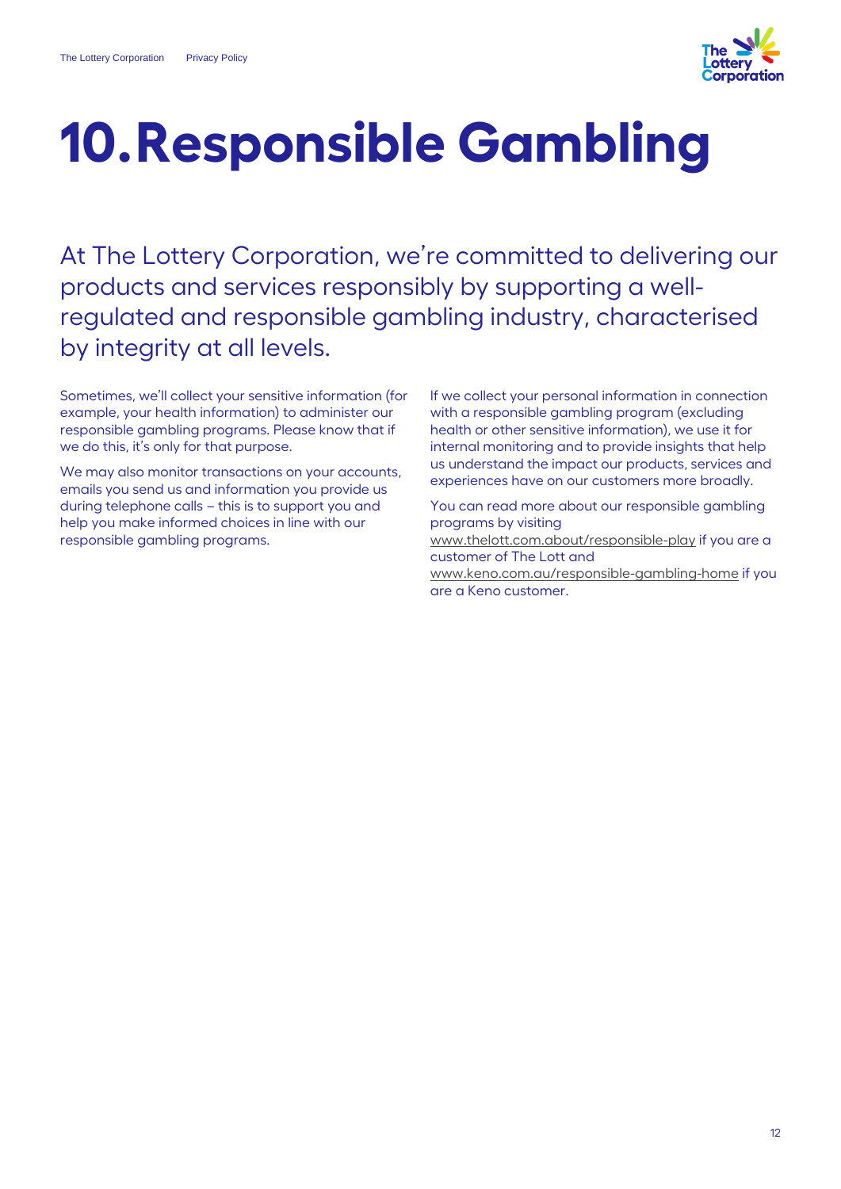# 10. Responsible Gambling

At The Lottery Corporation, we're committed to delivering our products and services responsibly by supporting a well-regulated and responsible gambling industry, characterised by integrity at all levels.

Sometimes, we'll collect your sensitive information (for example, your health information) to administer our responsible gambling programs. Please know that if we do this, it's only for that purpose.

We may also monitor transactions on your accounts, emails you send us and information you provide us during telephone calls – this is to support you and help you make informed choices in line with our responsible gambling programs.

If we collect your personal information in connection with a responsible gambling program (excluding health or other sensitive information), we use it for internal monitoring and to provide insights that help us understand the impact our products, services and experiences have on our customers more broadly.

You can read more about our responsible gambling programs by visiting www.thelott.com.about/responsible-play if you are a customer of The Lott and www.keno.com.au/responsible-gambling-home if you are a Keno customer.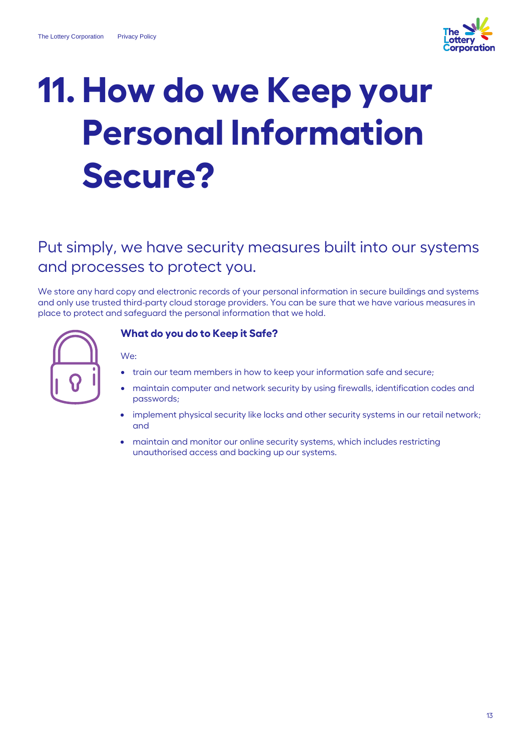# 11. How do we Keep your Personal Information Secure?

## Put simply, we have security measures built into our systems and processes to protect you.

We store any hard copy and electronic records of your personal information in secure buildings and systems and only use trusted third-party cloud storage providers. You can be sure that we have various measures in place to protect and safeguard the personal information that we hold.

### What do you do to Keep it Safe?

We:

- train our team members in how to keep your information safe and secure;
- maintain computer and network security by using firewalls, identification codes and passwords;
- implement physical security like locks and other security systems in our retail network; and
- maintain and monitor our online security systems, which includes restricting unauthorised access and backing up our systems.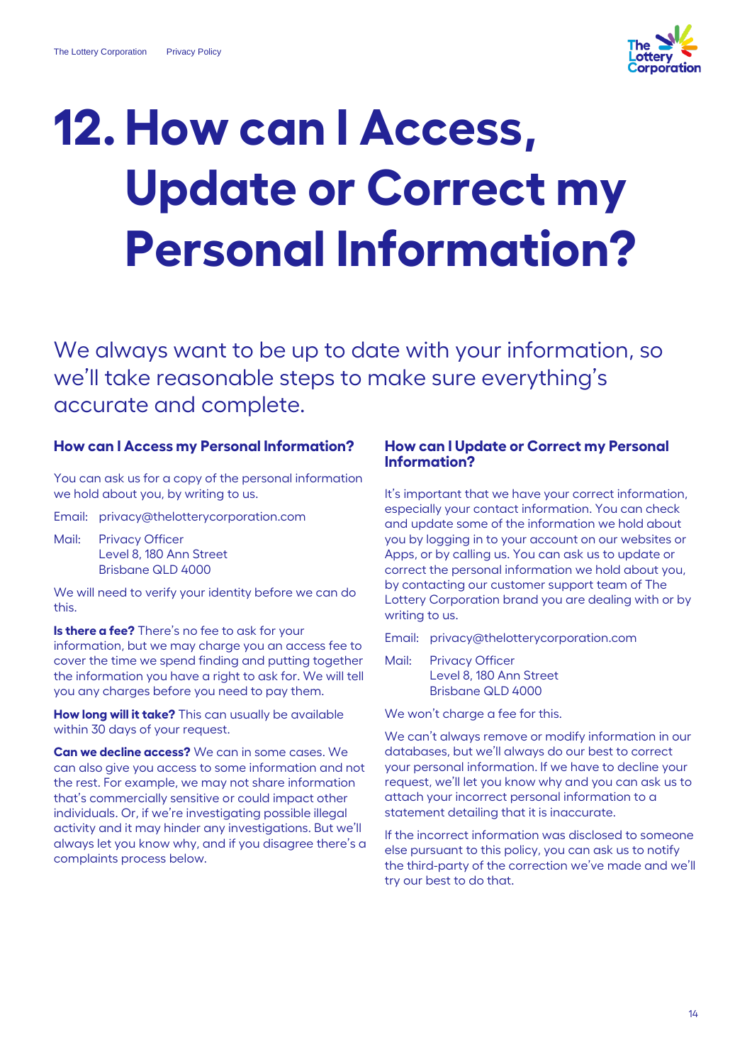# 12. How can I Access, Update or Correct my Personal Information?

We always want to be up to date with your information, so we'll take reasonable steps to make sure everything's accurate and complete.

### How can I Access my Personal Information?

You can ask us for a copy of the personal information we hold about you, by writing to us.

Email: privacy@thelotterycorporation.com

Mail: Privacy Officer
Level 8, 180 Ann Street
Brisbane QLD 4000

We will need to verify your identity before we can do this.

**Is there a fee?** There's no fee to ask for your information, but we may charge you an access fee to cover the time we spend finding and putting together the information you have a right to ask for. We will tell you any charges before you need to pay them.

**How long will it take?** This can usually be available within 30 days of your request.

**Can we decline access?** We can in some cases. We can also give you access to some information and not the rest. For example, we may not share information that's commercially sensitive or could impact other individuals. Or, if we're investigating possible illegal activity and it may hinder any investigations. But we'll always let you know why, and if you disagree there's a complaints process below.

### How can I Update or Correct my Personal Information?

It's important that we have your correct information, especially your contact information. You can check and update some of the information we hold about you by logging in to your account on our websites or Apps, or by calling us. You can ask us to update or correct the personal information we hold about you, by contacting our customer support team of The Lottery Corporation brand you are dealing with or by writing to us.

Email: privacy@thelotterycorporation.com

Mail: Privacy Officer
Level 8, 180 Ann Street
Brisbane QLD 4000

We won't charge a fee for this.

We can't always remove or modify information in our databases, but we'll always do our best to correct your personal information. If we have to decline your request, we'll let you know why and you can ask us to attach your incorrect personal information to a statement detailing that it is inaccurate.

If the incorrect information was disclosed to someone else pursuant to this policy, you can ask us to notify the third-party of the correction we've made and we'll try our best to do that.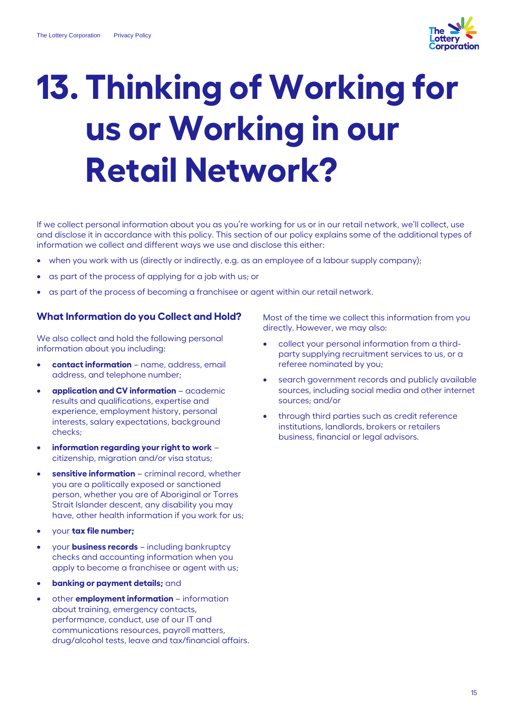# 13. Thinking of Working for us or Working in our Retail Network?

If we collect personal information about you as you're working for us or in our retail network, we'll collect, use and disclose it in accordance with this policy. This section of our policy explains some of the additional types of information we collect and different ways we use and disclose this either:

- when you work with us (directly or indirectly, e.g. as an employee of a labour supply company);
- as part of the process of applying for a job with us; or
- as part of the process of becoming a franchisee or agent within our retail network.

### What Information do you Collect and Hold?

We also collect and hold the following personal information about you including:

- **contact information** – name, address, email address, and telephone number;
- **application and CV information** – academic results and qualifications, expertise and experience, employment history, personal interests, salary expectations, background checks;
- **information regarding your right to work** – citizenship, migration and/or visa status;
- **sensitive information** – criminal record, whether you are a politically exposed or sanctioned person, whether you are of Aboriginal or Torres Strait Islander descent, any disability you may have, other health information if you work for us;
- your **tax file number;**
- your **business records** – including bankruptcy checks and accounting information when you apply to become a franchisee or agent with us;
- **banking or payment details;** and
- other **employment information** – information about training, emergency contacts, performance, conduct, use of our IT and communications resources, payroll matters, drug/alcohol tests, leave and tax/financial affairs.

Most of the time we collect this information from you directly. However, we may also:

- collect your personal information from a third-party supplying recruitment services to us, or a referee nominated by you;
- search government records and publicly available sources, including social media and other internet sources; and/or
- through third parties such as credit reference institutions, landlords, brokers or retailers business, financial or legal advisors.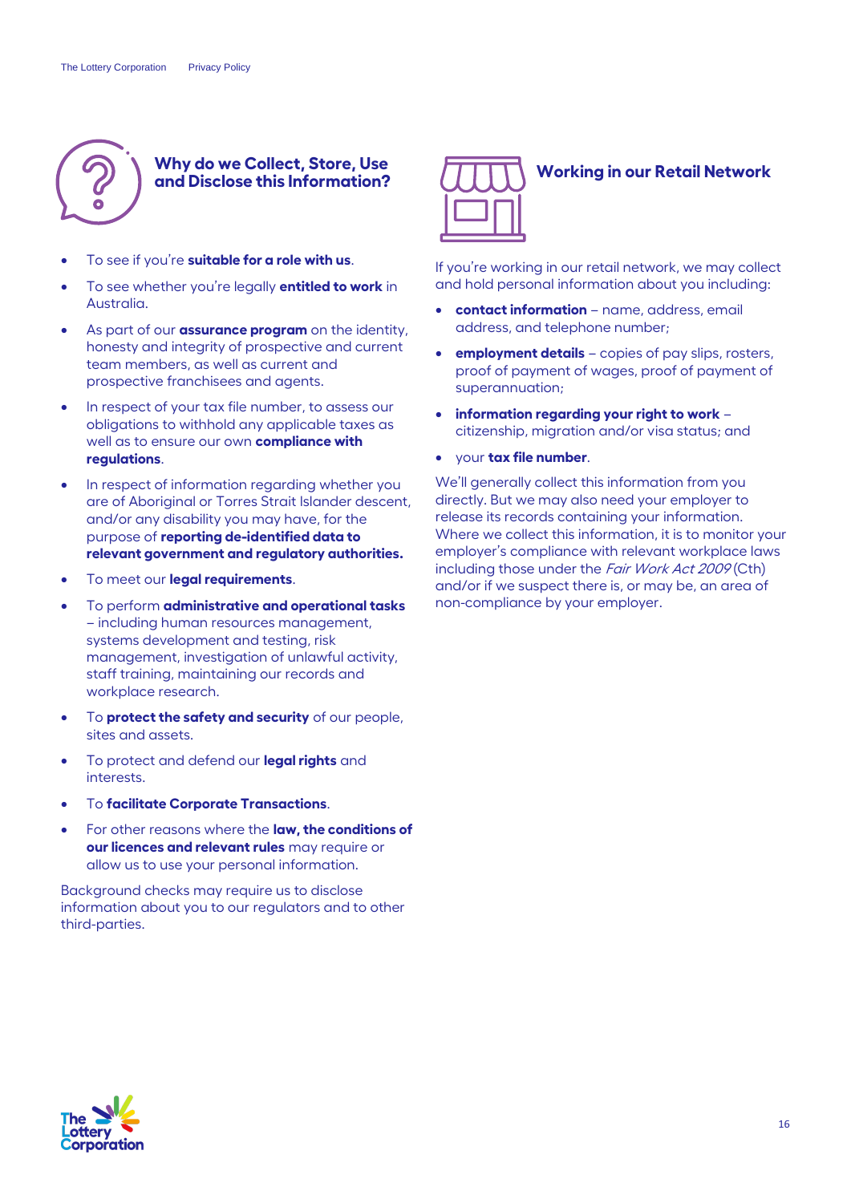## Why do we Collect, Store, Use and Disclose this Information?

- To see if you're **suitable for a role with us**.
- To see whether you're legally **entitled to work** in Australia.
- As part of our **assurance program** on the identity, honesty and integrity of prospective and current team members, as well as current and prospective franchisees and agents.
- In respect of your tax file number, to assess our obligations to withhold any applicable taxes as well as to ensure our own **compliance with regulations**.
- In respect of information regarding whether you are of Aboriginal or Torres Strait Islander descent, and/or any disability you may have, for the purpose of **reporting de-identified data to relevant government and regulatory authorities.**
- To meet our **legal requirements**.
- To perform **administrative and operational tasks** – including human resources management, systems development and testing, risk management, investigation of unlawful activity, staff training, maintaining our records and workplace research.
- To **protect the safety and security** of our people, sites and assets.
- To protect and defend our **legal rights** and interests.
- To **facilitate Corporate Transactions**.
- For other reasons where the **law, the conditions of our licences and relevant rules** may require or allow us to use your personal information.

Background checks may require us to disclose information about you to our regulators and to other third-parties.

## Working in our Retail Network

If you're working in our retail network, we may collect and hold personal information about you including:

- **contact information** – name, address, email address, and telephone number;
- **employment details** – copies of pay slips, rosters, proof of payment of wages, proof of payment of superannuation;
- **information regarding your right to work** – citizenship, migration and/or visa status; and
- your **tax file number**.

We'll generally collect this information from you directly. But we may also need your employer to release its records containing your information. Where we collect this information, it is to monitor your employer's compliance with relevant workplace laws including those under the *Fair Work Act 2009* (Cth) and/or if we suspect there is, or may be, an area of non-compliance by your employer.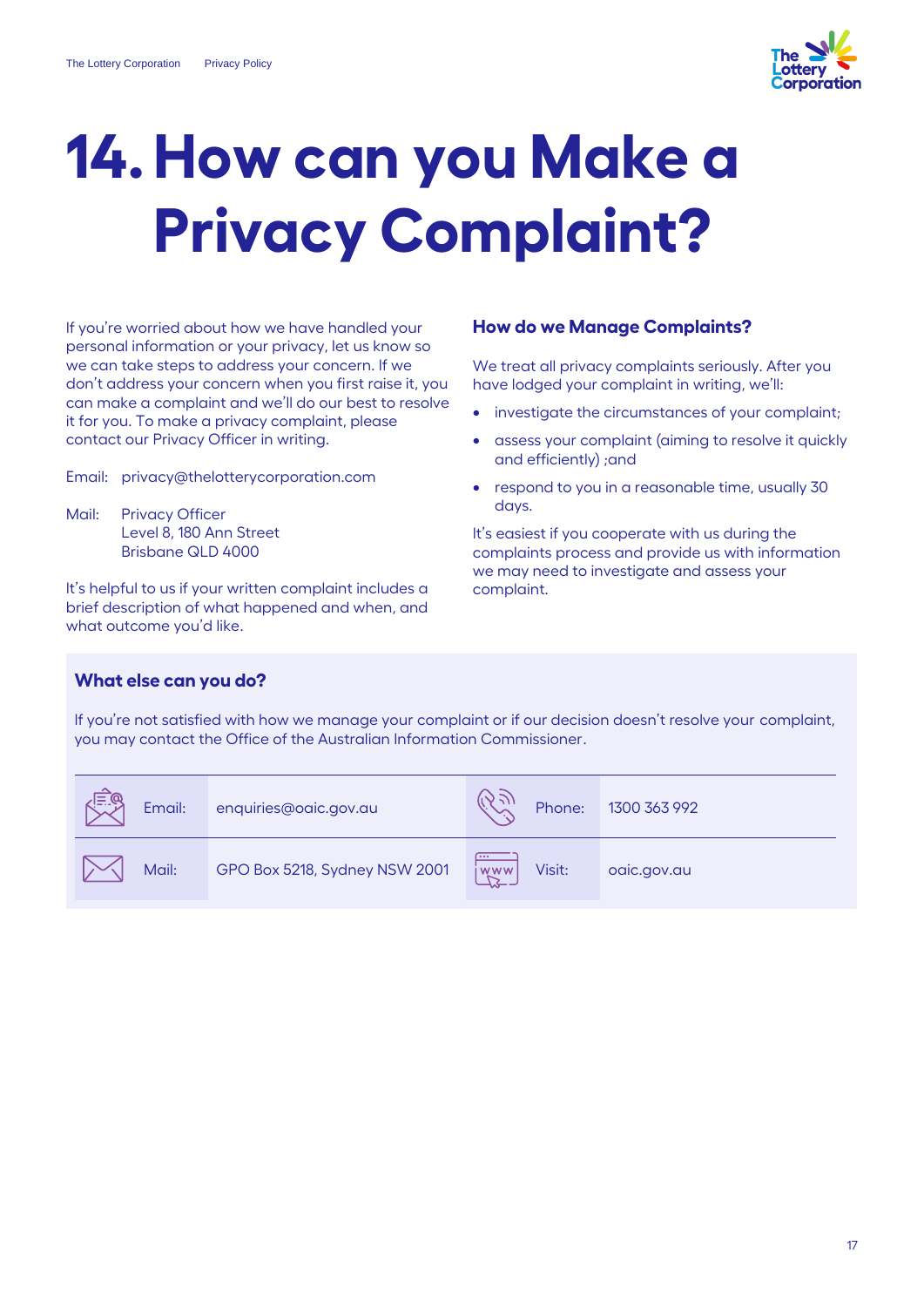# 14. How can you Make a Privacy Complaint?

If you're worried about how we have handled your personal information or your privacy, let us know so we can take steps to address your concern. If we don't address your concern when you first raise it, you can make a complaint and we'll do our best to resolve it for you. To make a privacy complaint, please contact our Privacy Officer in writing.

Email: privacy@thelotterycorporation.com

Mail: Privacy Officer
Level 8, 180 Ann Street
Brisbane QLD 4000

It's helpful to us if your written complaint includes a brief description of what happened and when, and what outcome you'd like.

### How do we Manage Complaints?

We treat all privacy complaints seriously. After you have lodged your complaint in writing, we'll:

- investigate the circumstances of your complaint;
- assess your complaint (aiming to resolve it quickly and efficiently) ;and
- respond to you in a reasonable time, usually 30 days.

It's easiest if you cooperate with us during the complaints process and provide us with information we may need to investigate and assess your complaint.

### What else can you do?

If you're not satisfied with how we manage your complaint or if our decision doesn't resolve your complaint, you may contact the Office of the Australian Information Commissioner.

| | |
|---|---|
| Email: enquiries@oaic.gov.au | Phone: 1300 363 992 |
| Mail: GPO Box 5218, Sydney NSW 2001 | Visit: oaic.gov.au |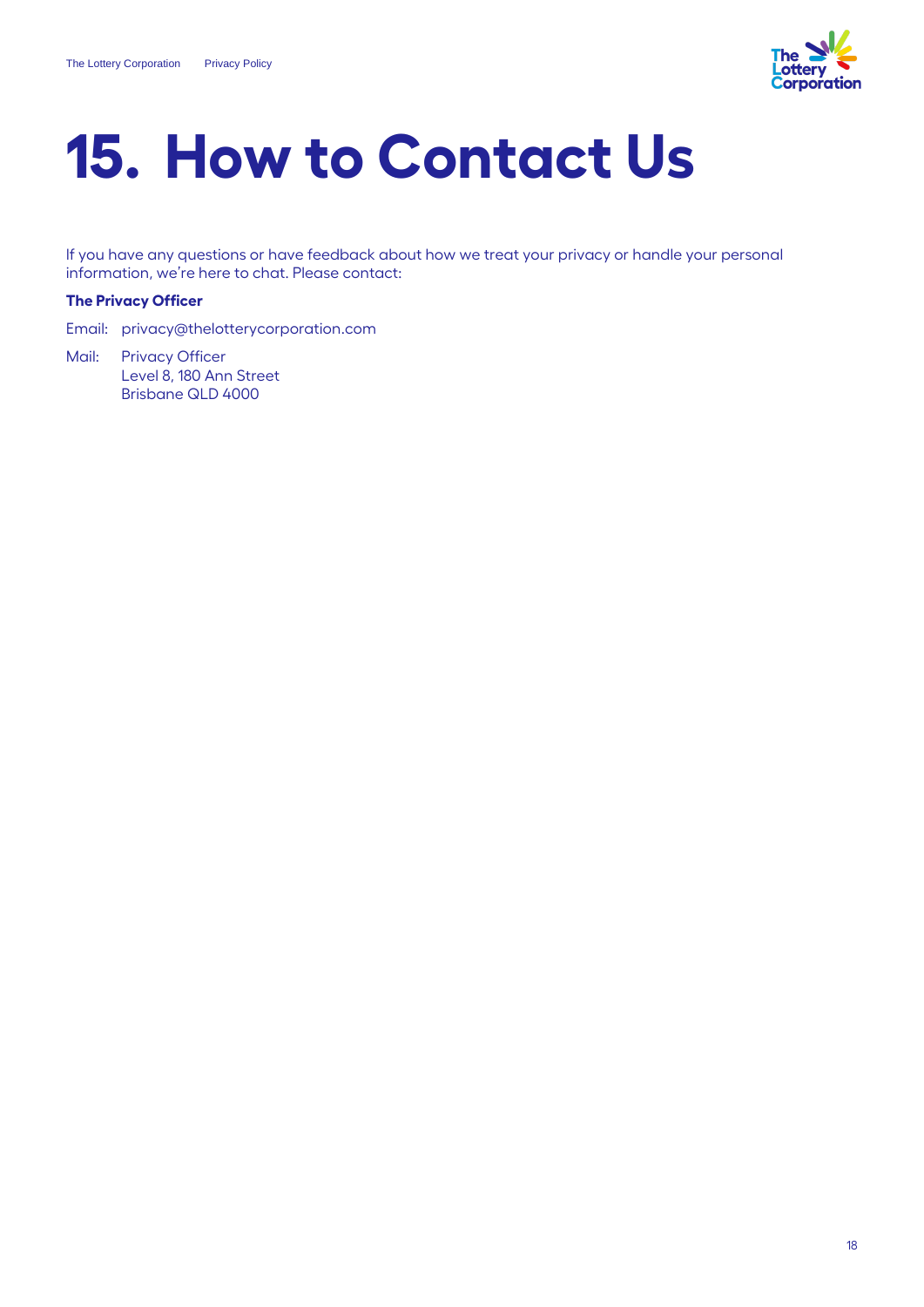# 15. How to Contact Us

If you have any questions or have feedback about how we treat your privacy or handle your personal information, we're here to chat. Please contact:

**The Privacy Officer**

Email: privacy@thelotterycorporation.com

Mail: Privacy Officer
Level 8, 180 Ann Street
Brisbane QLD 4000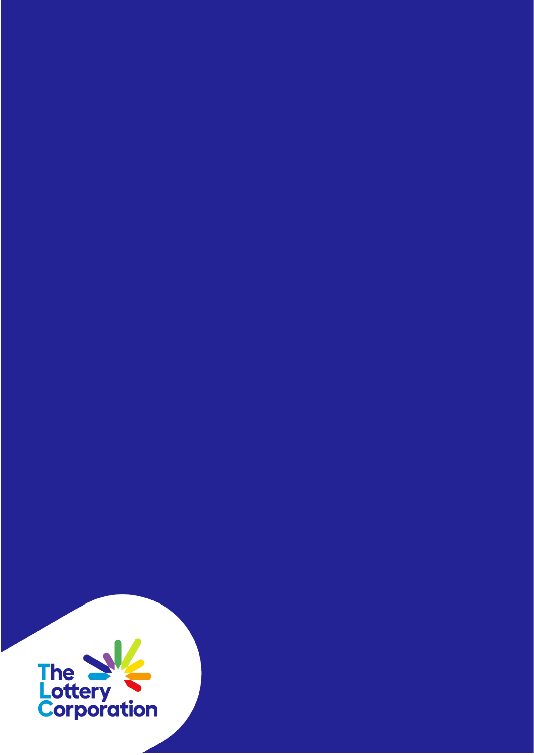The Lottery Corporation